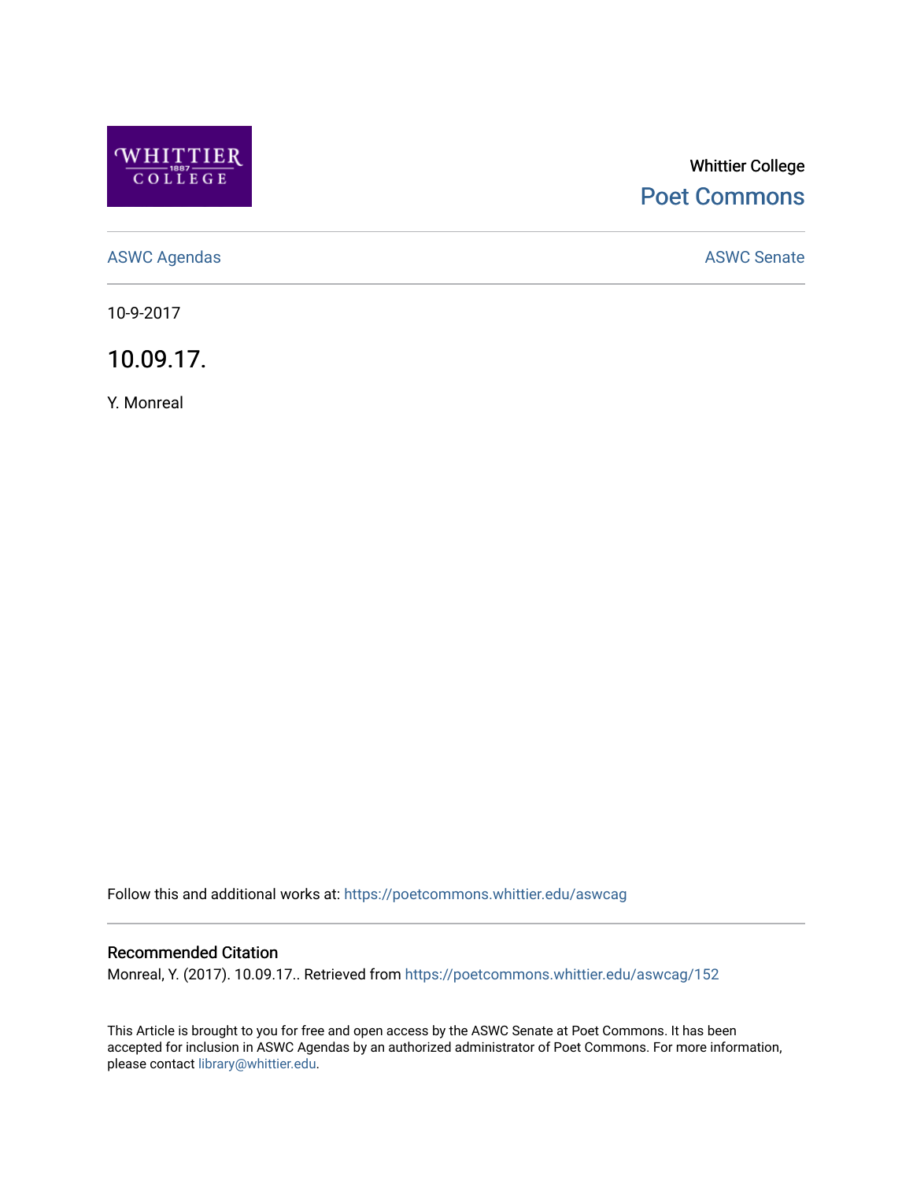Whittier College

Poet Commons

ASWC Agendas

ASWC Senate

10-9-2017

# 10.09.17.

Y. Monreal

Follow this and additional works at: https://poetcommons.whittier.edu/aswcag

## Recommended Citation

Monreal, Y. (2017). 10.09.17.. Retrieved from https://poetcommons.whittier.edu/aswcag/152

This Article is brought to you for free and open access by the ASWC Senate at Poet Commons. It has been accepted for inclusion in ASWC Agendas by an authorized administrator of Poet Commons. For more information, please contact library@whittier.edu.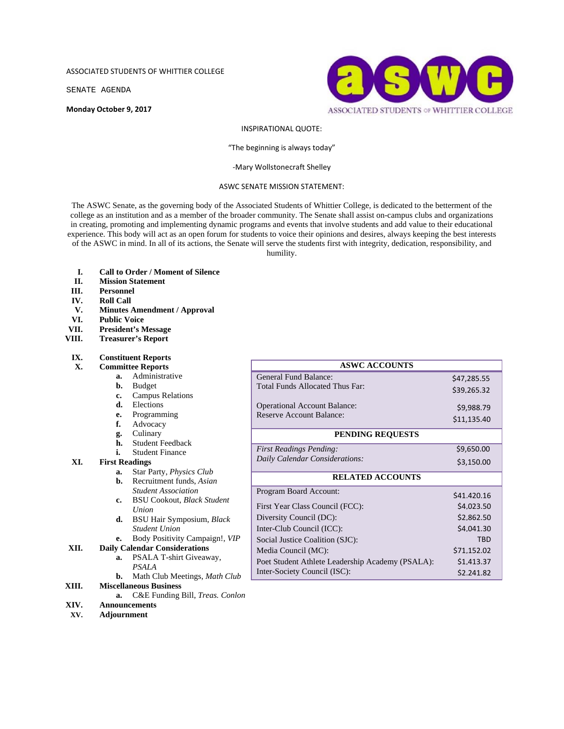ASSOCIATED STUDENTS OF WHITTIER COLLEGE

SENATE AGENDA

**Monday October 9, 2017**

INSPIRATIONAL QUOTE:

"The beginning is always today"

-Mary Wollstonecraft Shelley

ASWC SENATE MISSION STATEMENT:

The ASWC Senate, as the governing body of the Associated Students of Whittier College, is dedicated to the betterment of the college as an institution and as a member of the broader community. The Senate shall assist on-campus clubs and organizations in creating, promoting and implementing dynamic programs and events that involve students and add value to their educational experience. This body will act as an open forum for students to voice their opinions and desires, always keeping the best interests of the ASWC in mind. In all of its actions, the Senate will serve the students first with integrity, dedication, responsibility, and humility.

- **I. Call to Order / Moment of Silence**
- **II. Mission Statement**
- **III. Personnel**
- **IV. Roll Call**
- **V. Minutes Amendment / Approval**
- **VI. Public Voice**
- **VII. President's Message**
- **VIII. Treasurer's Report**
- **IX. Constituent Reports**
- **X. Committee Reports**
  - **a.** Administrative
  - **b.** Budget
  - **c.** Campus Relations
  - **d.** Elections
  - **e.** Programming
  - **f.** Advocacy
  - **g.** Culinary
  - **h.** Student Feedback
  - **i.** Student Finance
- **XI. First Readings**
  - **a.** Star Party, *Physics Club*
  - **b.** Recruitment funds, *Asian Student Association*
  - **c.** BSU Cookout, *Black Student Union*
  - **d.** BSU Hair Symposium, *Black Student Union*
  - **e.** Body Positivity Campaign!, *VIP*
- **XII. Daily Calendar Considerations**
  - **a.** PSALA T-shirt Giveaway, *PSALA*
  - **b.** Math Club Meetings, *Math Club*
- **XIII. Miscellaneous Business**
  - **a.** C&E Funding Bill, *Treas. Conlon*
- **XIV. Announcements**
- **XV. Adjournment**

| **ASWC ACCOUNTS** | |
|---|---|
| General Fund Balance: | $47,285.55 |
| Total Funds Allocated Thus Far: | $39,265.32 |
| Operational Account Balance: | $9,988.79 |
| Reserve Account Balance: | $11,135.40 |
| **PENDING REQUESTS** | |
| *First Readings Pending:* | $9,650.00 |
| *Daily Calendar Considerations:* | $3,150.00 |
| **RELATED ACCOUNTS** | |
| Program Board Account: | $41.420.16 |
| First Year Class Council (FCC): | $4,023.50 |
| Diversity Council (DC): | $2,862.50 |
| Inter-Club Council (ICC): | $4,041.30 |
| Social Justice Coalition (SJC): | TBD |
| Media Council (MC): | $71,152.02 |
| Poet Student Athlete Leadership Academy (PSALA): | $1,413.37 |
| Inter-Society Council (ISC): | $2.241.82 |